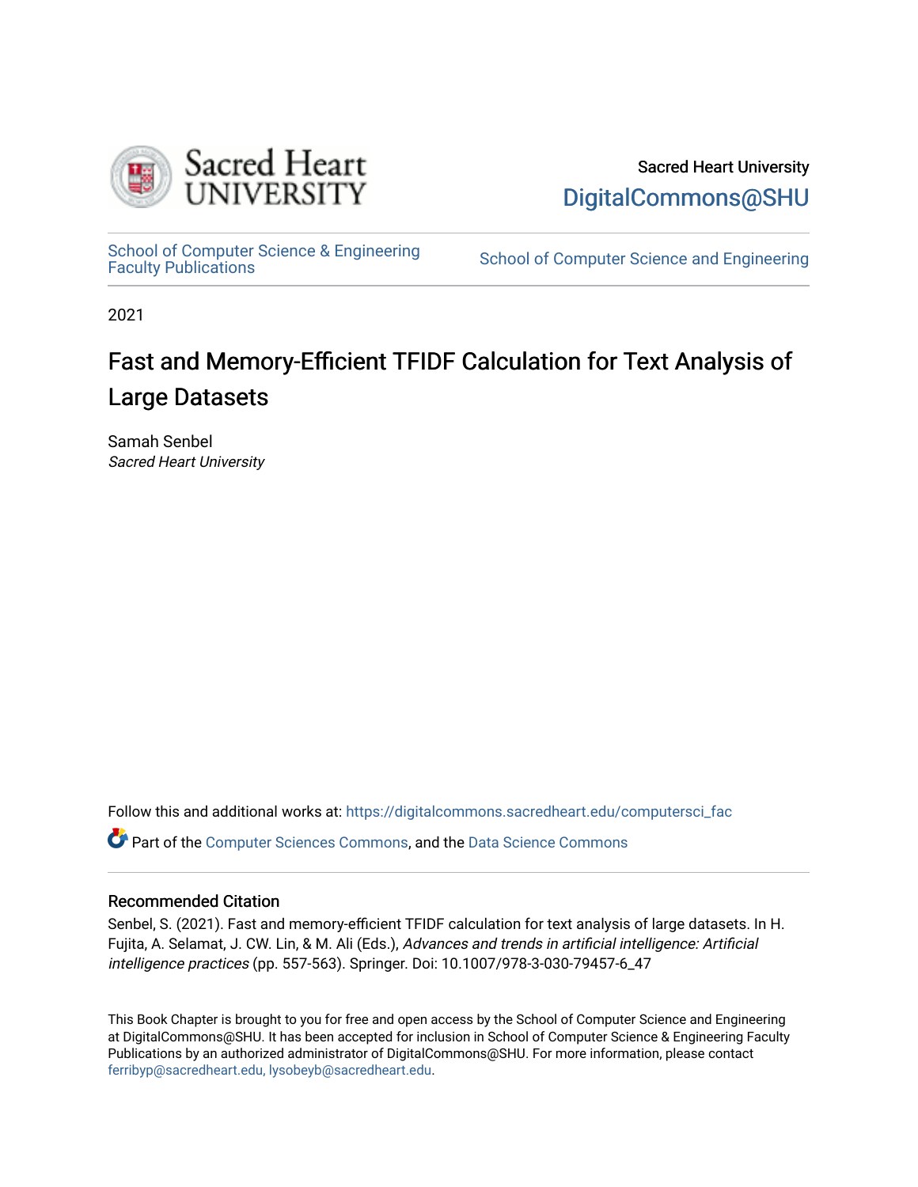Sacred Heart University

DigitalCommons@SHU

School of Computer Science & Engineering Faculty Publications

School of Computer Science and Engineering

2021

# Fast and Memory-Efficient TFIDF Calculation for Text Analysis of Large Datasets

Samah Senbel

*Sacred Heart University*

Follow this and additional works at: https://digitalcommons.sacredheart.edu/computersci_fac

Part of the Computer Sciences Commons, and the Data Science Commons

## Recommended Citation

Senbel, S. (2021). Fast and memory-efficient TFIDF calculation for text analysis of large datasets. In H. Fujita, A. Selamat, J. CW. Lin, & M. Ali (Eds.), *Advances and trends in artificial intelligence: Artificial intelligence practices* (pp. 557-563). Springer. Doi: 10.1007/978-3-030-79457-6_47

This Book Chapter is brought to you for free and open access by the School of Computer Science and Engineering at DigitalCommons@SHU. It has been accepted for inclusion in School of Computer Science & Engineering Faculty Publications by an authorized administrator of DigitalCommons@SHU. For more information, please contact ferribyp@sacredheart.edu, lysobeyb@sacredheart.edu.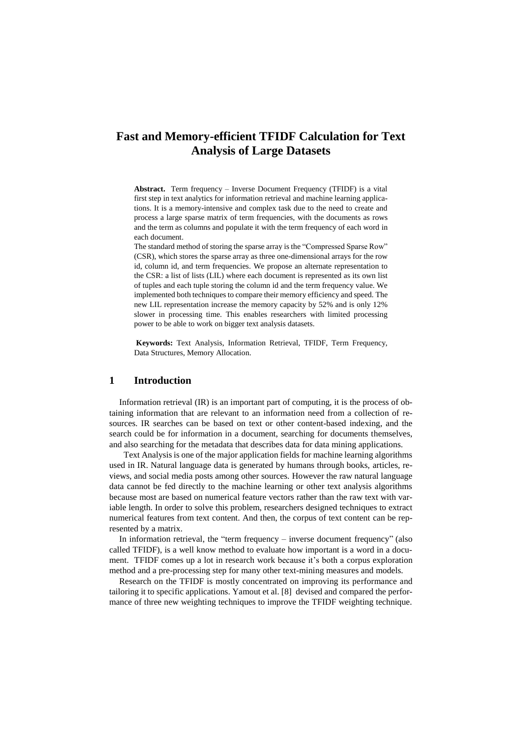# Fast and Memory-efficient TFIDF Calculation for Text Analysis of Large Datasets

**Abstract.** Term frequency – Inverse Document Frequency (TFIDF) is a vital first step in text analytics for information retrieval and machine learning applications. It is a memory-intensive and complex task due to the need to create and process a large sparse matrix of term frequencies, with the documents as rows and the term as columns and populate it with the term frequency of each word in each document.

The standard method of storing the sparse array is the "Compressed Sparse Row" (CSR), which stores the sparse array as three one-dimensional arrays for the row id, column id, and term frequencies. We propose an alternate representation to the CSR: a list of lists (LIL) where each document is represented as its own list of tuples and each tuple storing the column id and the term frequency value. We implemented both techniques to compare their memory efficiency and speed. The new LIL representation increase the memory capacity by 52% and is only 12% slower in processing time. This enables researchers with limited processing power to be able to work on bigger text analysis datasets.

**Keywords:** Text Analysis, Information Retrieval, TFIDF, Term Frequency, Data Structures, Memory Allocation.

## 1 Introduction

Information retrieval (IR) is an important part of computing, it is the process of obtaining information that are relevant to an information need from a collection of resources. IR searches can be based on text or other content-based indexing, and the search could be for information in a document, searching for documents themselves, and also searching for the metadata that describes data for data mining applications.

Text Analysis is one of the major application fields for machine learning algorithms used in IR. Natural language data is generated by humans through books, articles, reviews, and social media posts among other sources. However the raw natural language data cannot be fed directly to the machine learning or other text analysis algorithms because most are based on numerical feature vectors rather than the raw text with variable length. In order to solve this problem, researchers designed techniques to extract numerical features from text content. And then, the corpus of text content can be represented by a matrix.

In information retrieval, the "term frequency – inverse document frequency" (also called TFIDF), is a well know method to evaluate how important is a word in a document. TFIDF comes up a lot in research work because it's both a corpus exploration method and a pre-processing step for many other text-mining measures and models.

Research on the TFIDF is mostly concentrated on improving its performance and tailoring it to specific applications. Yamout et al. [8] devised and compared the performance of three new weighting techniques to improve the TFIDF weighting technique.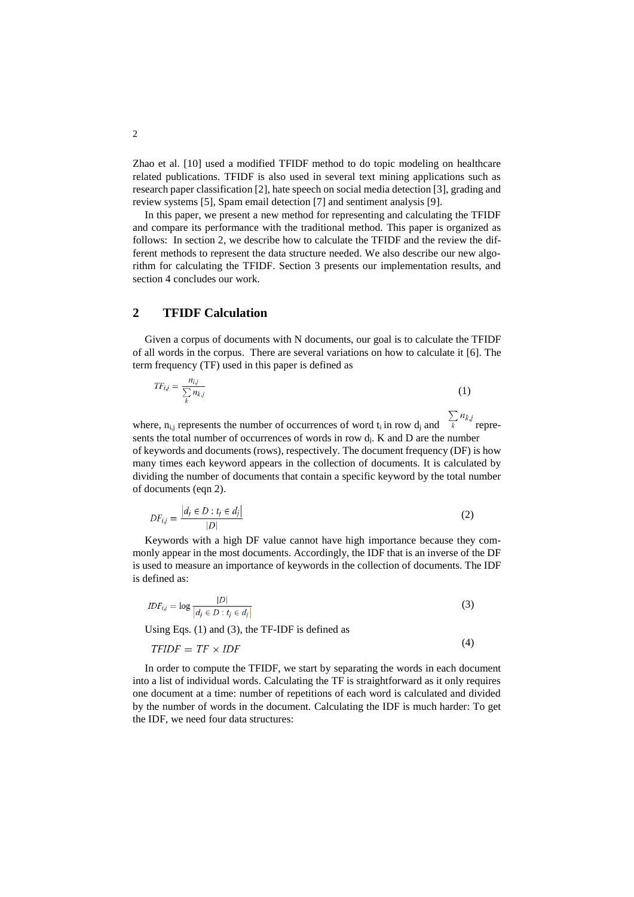Zhao et al. [10] used a modified TFIDF method to do topic modeling on healthcare related publications. TFIDF is also used in several text mining applications such as research paper classification [2], hate speech on social media detection [3], grading and review systems [5], Spam email detection [7] and sentiment analysis [9].

In this paper, we present a new method for representing and calculating the TFIDF and compare its performance with the traditional method. This paper is organized as follows: In section 2, we describe how to calculate the TFIDF and the review the different methods to represent the data structure needed. We also describe our new algorithm for calculating the TFIDF. Section 3 presents our implementation results, and section 4 concludes our work.

## 2 TFIDF Calculation

Given a corpus of documents with N documents, our goal is to calculate the TFIDF of all words in the corpus. There are several variations on how to calculate it [6]. The term frequency (TF) used in this paper is defined as

$$TF_{i,j} = \frac{n_{i,j}}{\sum_{k} n_{k,j}} \tag{1}$$

where, $n_{i,j}$ represents the number of occurrences of word $t_i$ in row $d_j$ and $\sum_{k} n_{k,j}$ represents the total number of occurrences of words in row $d_j$. K and D are the number of keywords and documents (rows), respectively. The document frequency (DF) is how many times each keyword appears in the collection of documents. It is calculated by dividing the number of documents that contain a specific keyword by the total number of documents (eqn 2).

$$DF_{i,j} = \frac{|d_j \in D : t_j \in d_j|}{|D|} \tag{2}$$

Keywords with a high DF value cannot have high importance because they commonly appear in the most documents. Accordingly, the IDF that is an inverse of the DF is used to measure an importance of keywords in the collection of documents. The IDF is defined as:

$$IDF_{i,j} = \log \frac{|D|}{|d_j \in D : t_j \in d_j|} \tag{3}$$

Using Eqs. (1) and (3), the TF-IDF is defined as

$$TFIDF = TF \times IDF \tag{4}$$

In order to compute the TFIDF, we start by separating the words in each document into a list of individual words. Calculating the TF is straightforward as it only requires one document at a time: number of repetitions of each word is calculated and divided by the number of words in the document. Calculating the IDF is much harder: To get the IDF, we need four data structures: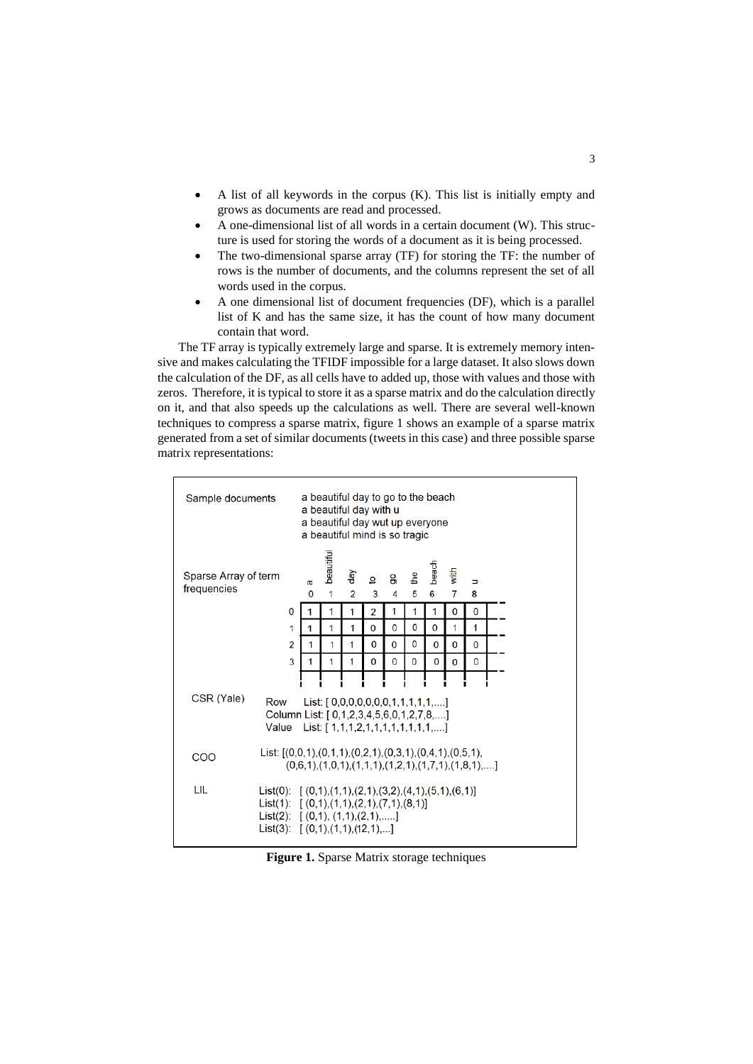- A list of all keywords in the corpus (K). This list is initially empty and grows as documents are read and processed.
- A one-dimensional list of all words in a certain document (W). This structure is used for storing the words of a document as it is being processed.
- The two-dimensional sparse array (TF) for storing the TF: the number of rows is the number of documents, and the columns represent the set of all words used in the corpus.
- A one dimensional list of document frequencies (DF), which is a parallel list of K and has the same size, it has the count of how many document contain that word.

The TF array is typically extremely large and sparse. It is extremely memory intensive and makes calculating the TFIDF impossible for a large dataset. It also slows down the calculation of the DF, as all cells have to added up, those with values and those with zeros. Therefore, it is typical to store it as a sparse matrix and do the calculation directly on it, and that also speeds up the calculations as well. There are several well-known techniques to compress a sparse matrix, figure 1 shows an example of a sparse matrix generated from a set of similar documents (tweets in this case) and three possible sparse matrix representations:

Sample documents

a beautiful day to go to the beach
a beautiful day with u
a beautiful day wut up everyone
a beautiful mind is so tragic

Sparse Array of term frequencies

| | a | beautiful | day | to | go | the | beach | with | u | |
|---|---|---|---|---|---|---|---|---|---|---|
| | 0 | 1 | 2 | 3 | 4 | 5 | 6 | 7 | 8 | |
| 0 | 1 | 1 | 1 | 2 | 1 | 1 | 1 | 0 | 0 | |
| 1 | 1 | 1 | 1 | 0 | 0 | 0 | 0 | 1 | 1 | |
| 2 | 1 | 1 | 1 | 0 | 0 | 0 | 0 | 0 | 0 | |
| 3 | 1 | 1 | 1 | 0 | 0 | 0 | 0 | 0 | 0 | |

CSR (Yale)

Row List: [ 0,0,0,0,0,0,0,1,1,1,1,.....]
Column List: [ 0,1,2,3,4,5,6,0,1,2,7,8,.....]
Value List: [ 1,1,1,2,1,1,1,1,1,1,1,1,.....]

COO

List: [(0,0,1),(0,1,1),(0,2,1),(0,3,1),(0,4,1),(0,5,1),
(0,6,1),(1,0,1),(1,1,1),(1,2,1),(1,7,1),(1,8,1),.....]

LIL

List(0): [ (0,1),(1,1),(2,1),(3,2),(4,1),(5,1),(6,1)]
List(1): [ (0,1),(1,1),(2,1),(7,1),(8,1)]
List(2): [ (0,1), (1,1),(2,1),.....]
List(3): [ (0,1),(1,1),(12,1),....]

**Figure 1.** Sparse Matrix storage techniques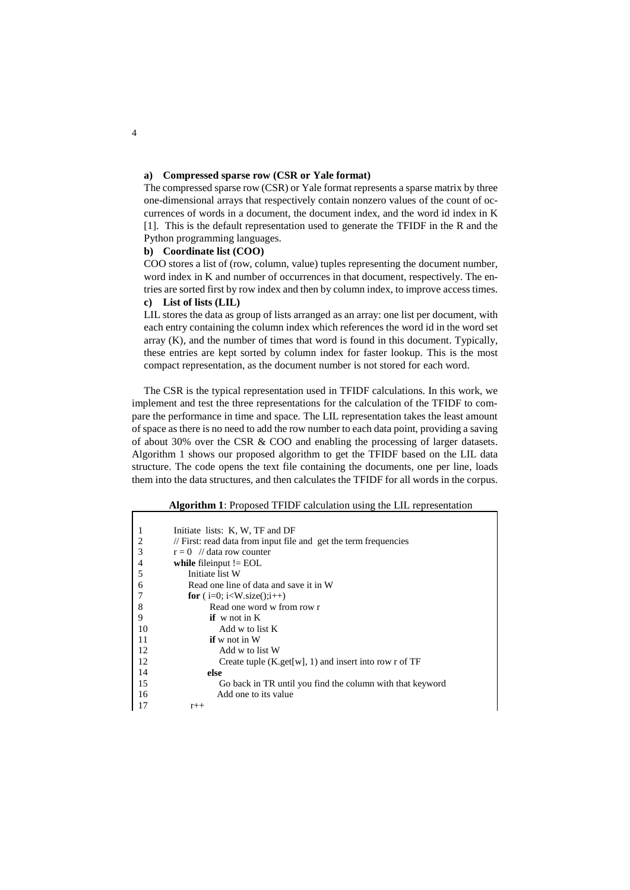**a) Compressed sparse row (CSR or Yale format)**

The compressed sparse row (CSR) or Yale format represents a sparse matrix by three one-dimensional arrays that respectively contain nonzero values of the count of occurrences of words in a document, the document index, and the word id index in K [1]. This is the default representation used to generate the TFIDF in the R and the Python programming languages.

**b) Coordinate list (COO)**

COO stores a list of (row, column, value) tuples representing the document number, word index in K and number of occurrences in that document, respectively. The entries are sorted first by row index and then by column index, to improve access times.

**c) List of lists (LIL)**

LIL stores the data as group of lists arranged as an array: one list per document, with each entry containing the column index which references the word id in the word set array (K), and the number of times that word is found in this document. Typically, these entries are kept sorted by column index for faster lookup. This is the most compact representation, as the document number is not stored for each word.

The CSR is the typical representation used in TFIDF calculations. In this work, we implement and test the three representations for the calculation of the TFIDF to compare the performance in time and space. The LIL representation takes the least amount of space as there is no need to add the row number to each data point, providing a saving of about 30% over the CSR & COO and enabling the processing of larger datasets. Algorithm 1 shows our proposed algorithm to get the TFIDF based on the LIL data structure. The code opens the text file containing the documents, one per line, loads them into the data structures, and then calculates the TFIDF for all words in the corpus.

**Algorithm 1**: Proposed TFIDF calculation using the LIL representation

```
1       Initiate lists: K, W, TF and DF
2       // First: read data from input file and get the term frequencies
3       r = 0  // data row counter
4       while fileinput != EOL
5           Initiate list W
6           Read one line of data and save it in W
7           for ( i=0; i<W.size();i++)
8               Read one word w from row r
9               if w not in K
10                  Add w to list K
11              if w not in W
12                  Add w to list W
12                  Create tuple (K.get[w], 1) and insert into row r of TF
14              else
15                  Go back in TR until you find the column with that keyword
16                  Add one to its value
17          r++
```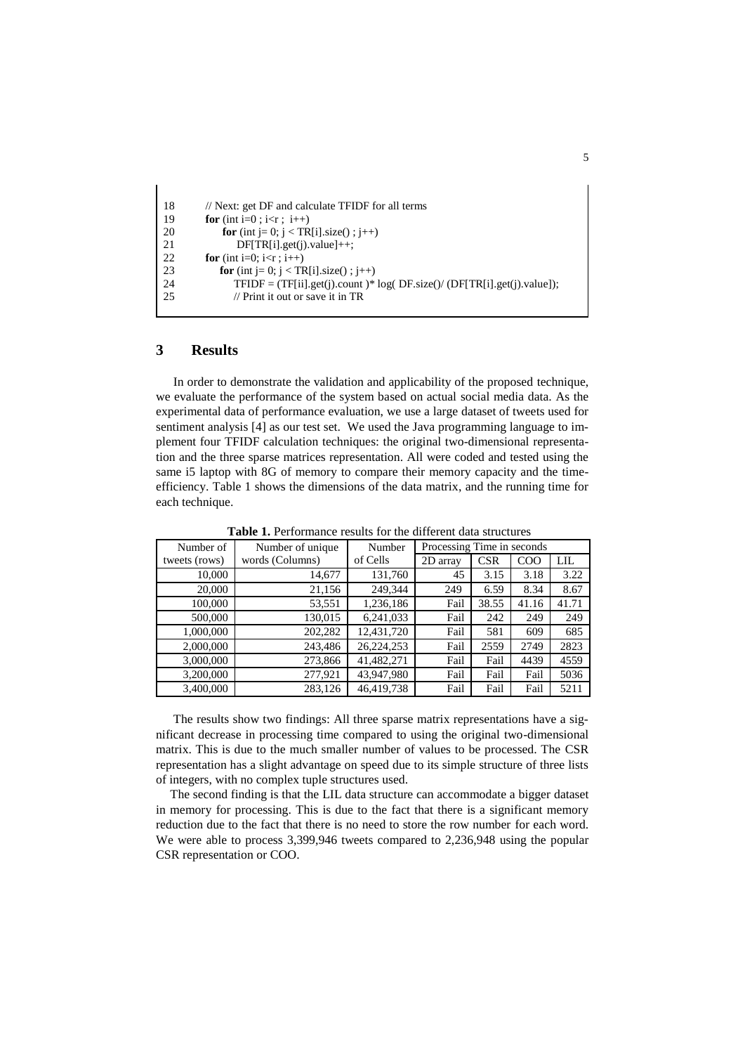```
18      // Next: get DF and calculate TFIDF for all terms
19      for (int i=0 ; i<r ;  i++)
20          for (int j= 0; j < TR[i].size() ; j++)
21              DF[TR[i].get(j).value]++;
22      for (int i=0; i<r ; i++)
23          for (int j= 0; j < TR[i].size() ; j++)
24              TFIDF = (TF[ii].get(j).count )* log( DF.size()/ (DF[TR[i].get(j).value]);
25              // Print it out or save it in TR
```

## 3 Results

In order to demonstrate the validation and applicability of the proposed technique, we evaluate the performance of the system based on actual social media data. As the experimental data of performance evaluation, we use a large dataset of tweets used for sentiment analysis [4] as our test set. We used the Java programming language to implement four TFIDF calculation techniques: the original two-dimensional representation and the three sparse matrices representation. All were coded and tested using the same i5 laptop with 8G of memory to compare their memory capacity and the time-efficiency. Table 1 shows the dimensions of the data matrix, and the running time for each technique.

**Table 1.** Performance results for the different data structures

| Number of tweets (rows) | Number of unique words (Columns) | Number of Cells | Processing Time in seconds | | | |
|---|---|---|---|---|---|---|
| | | | 2D array | CSR | COO | LIL |
| 10,000 | 14,677 | 131,760 | 45 | 3.15 | 3.18 | 3.22 |
| 20,000 | 21,156 | 249,344 | 249 | 6.59 | 8.34 | 8.67 |
| 100,000 | 53,551 | 1,236,186 | Fail | 38.55 | 41.16 | 41.71 |
| 500,000 | 130,015 | 6,241,033 | Fail | 242 | 249 | 249 |
| 1,000,000 | 202,282 | 12,431,720 | Fail | 581 | 609 | 685 |
| 2,000,000 | 243,486 | 26,224,253 | Fail | 2559 | 2749 | 2823 |
| 3,000,000 | 273,866 | 41,482,271 | Fail | Fail | 4439 | 4559 |
| 3,200,000 | 277,921 | 43,947,980 | Fail | Fail | Fail | 5036 |
| 3,400,000 | 283,126 | 46,419,738 | Fail | Fail | Fail | 5211 |

The results show two findings: All three sparse matrix representations have a significant decrease in processing time compared to using the original two-dimensional matrix. This is due to the much smaller number of values to be processed. The CSR representation has a slight advantage on speed due to its simple structure of three lists of integers, with no complex tuple structures used.

The second finding is that the LIL data structure can accommodate a bigger dataset in memory for processing. This is due to the fact that there is a significant memory reduction due to the fact that there is no need to store the row number for each word. We were able to process 3,399,946 tweets compared to 2,236,948 using the popular CSR representation or COO.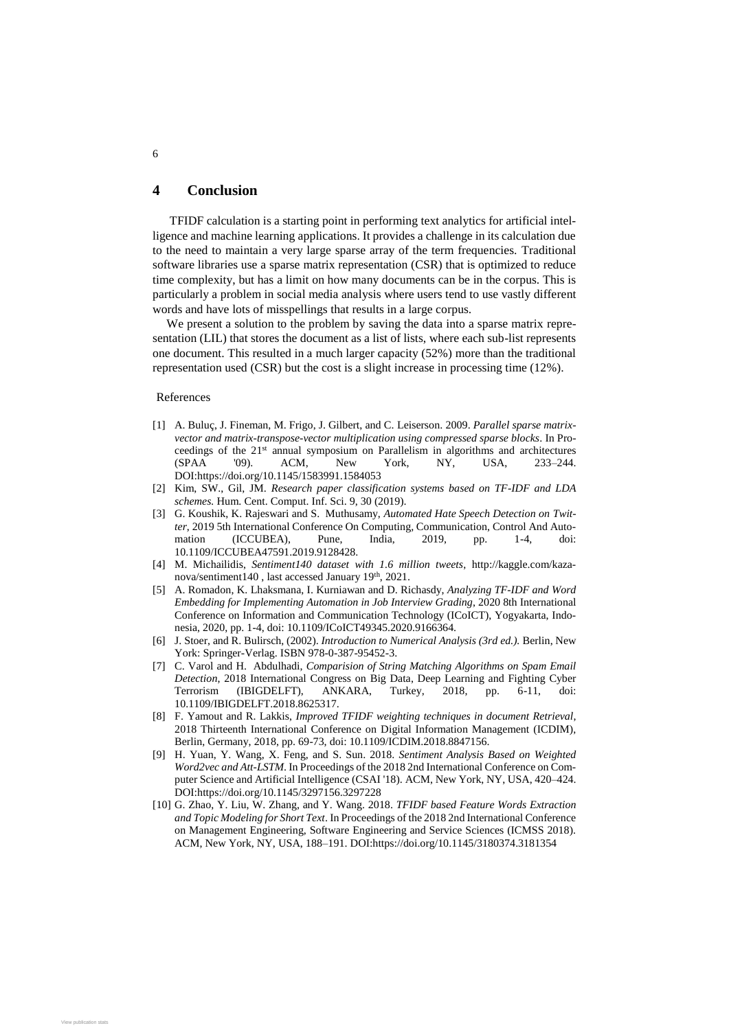## 4 Conclusion

TFIDF calculation is a starting point in performing text analytics for artificial intelligence and machine learning applications. It provides a challenge in its calculation due to the need to maintain a very large sparse array of the term frequencies. Traditional software libraries use a sparse matrix representation (CSR) that is optimized to reduce time complexity, but has a limit on how many documents can be in the corpus. This is particularly a problem in social media analysis where users tend to use vastly different words and have lots of misspellings that results in a large corpus.

We present a solution to the problem by saving the data into a sparse matrix representation (LIL) that stores the document as a list of lists, where each sub-list represents one document. This resulted in a much larger capacity (52%) more than the traditional representation used (CSR) but the cost is a slight increase in processing time (12%).

References

[1] A. Buluç, J. Fineman, M. Frigo, J. Gilbert, and C. Leiserson. 2009. *Parallel sparse matrix-vector and matrix-transpose-vector multiplication using compressed sparse blocks*. In Proceedings of the 21st annual symposium on Parallelism in algorithms and architectures (SPAA '09). ACM, New York, NY, USA, 233–244. DOI:https://doi.org/10.1145/1583991.1584053

[2] Kim, SW., Gil, JM. *Research paper classification systems based on TF-IDF and LDA schemes.* Hum. Cent. Comput. Inf. Sci. 9, 30 (2019).

[3] G. Koushik, K. Rajeswari and S. Muthusamy, *Automated Hate Speech Detection on Twitter*, 2019 5th International Conference On Computing, Communication, Control And Automation (ICCUBEA), Pune, India, 2019, pp. 1-4, doi: 10.1109/ICCUBEA47591.2019.9128428.

[4] M. Michailidis, *Sentiment140 dataset with 1.6 million tweets*, http://kaggle.com/kazanova/sentiment140 , last accessed January 19th, 2021.

[5] A. Romadon, K. Lhaksmana, I. Kurniawan and D. Richasdy, *Analyzing TF-IDF and Word Embedding for Implementing Automation in Job Interview Grading*, 2020 8th International Conference on Information and Communication Technology (ICoICT), Yogyakarta, Indonesia, 2020, pp. 1-4, doi: 10.1109/ICoICT49345.2020.9166364.

[6] J. Stoer, and R. Bulirsch, (2002). *Introduction to Numerical Analysis (3rd ed.).* Berlin, New York: Springer-Verlag. ISBN 978-0-387-95452-3.

[7] C. Varol and H. Abdulhadi, *Comparision of String Matching Algorithms on Spam Email Detection*, 2018 International Congress on Big Data, Deep Learning and Fighting Cyber Terrorism (IBIGDELFT), ANKARA, Turkey, 2018, pp. 6-11, doi: 10.1109/IBIGDELFT.2018.8625317.

[8] F. Yamout and R. Lakkis, *Improved TFIDF weighting techniques in document Retrieval*, 2018 Thirteenth International Conference on Digital Information Management (ICDIM), Berlin, Germany, 2018, pp. 69-73, doi: 10.1109/ICDIM.2018.8847156.

[9] H. Yuan, Y. Wang, X. Feng, and S. Sun. 2018. *Sentiment Analysis Based on Weighted Word2vec and Att-LSTM*. In Proceedings of the 2018 2nd International Conference on Computer Science and Artificial Intelligence (CSAI '18). ACM, New York, NY, USA, 420–424. DOI:https://doi.org/10.1145/3297156.3297228

[10] G. Zhao, Y. Liu, W. Zhang, and Y. Wang. 2018. *TFIDF based Feature Words Extraction and Topic Modeling for Short Text*. In Proceedings of the 2018 2nd International Conference on Management Engineering, Software Engineering and Service Sciences (ICMSS 2018). ACM, New York, NY, USA, 188–191. DOI:https://doi.org/10.1145/3180374.3181354